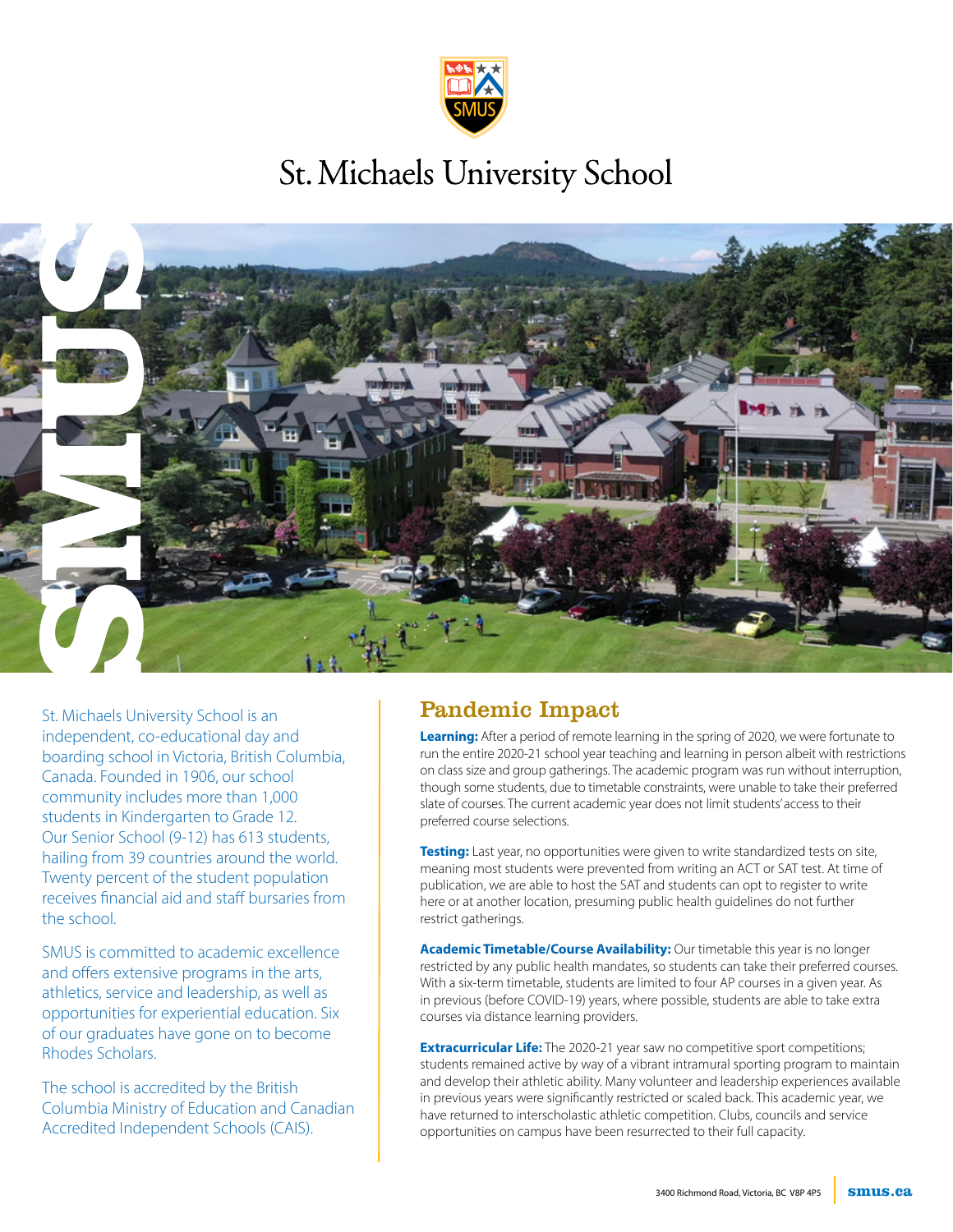# St. Michaels University School

St. Michaels University School is an independent, co-educational day and boarding school in Victoria, British Columbia, Canada. Founded in 1906, our school community includes more than 1,000 students in Kindergarten to Grade 12. Our Senior School (9-12) has 613 students, hailing from 39 countries around the world. Twenty percent of the student population receives financial aid and staff bursaries from the school.

SMUS is committed to academic excellence and offers extensive programs in the arts, athletics, service and leadership, as well as opportunities for experiential education. Six of our graduates have gone on to become Rhodes Scholars.

The school is accredited by the British Columbia Ministry of Education and Canadian Accredited Independent Schools (CAIS).

## Pandemic Impact

**Learning:** After a period of remote learning in the spring of 2020, we were fortunate to run the entire 2020-21 school year teaching and learning in person albeit with restrictions on class size and group gatherings. The academic program was run without interruption, though some students, due to timetable constraints, were unable to take their preferred slate of courses. The current academic year does not limit students' access to their preferred course selections.

**Testing:** Last year, no opportunities were given to write standardized tests on site, meaning most students were prevented from writing an ACT or SAT test. At time of publication, we are able to host the SAT and students can opt to register to write here or at another location, presuming public health guidelines do not further restrict gatherings.

**Academic Timetable/Course Availability:** Our timetable this year is no longer restricted by any public health mandates, so students can take their preferred courses. With a six-term timetable, students are limited to four AP courses in a given year. As in previous (before COVID-19) years, where possible, students are able to take extra courses via distance learning providers.

**Extracurricular Life:** The 2020-21 year saw no competitive sport competitions; students remained active by way of a vibrant intramural sporting program to maintain and develop their athletic ability. Many volunteer and leadership experiences available in previous years were significantly restricted or scaled back. This academic year, we have returned to interscholastic athletic competition. Clubs, councils and service opportunities on campus have been resurrected to their full capacity.

3400 Richmond Road, Victoria, BC V8P 4P5 | smus.ca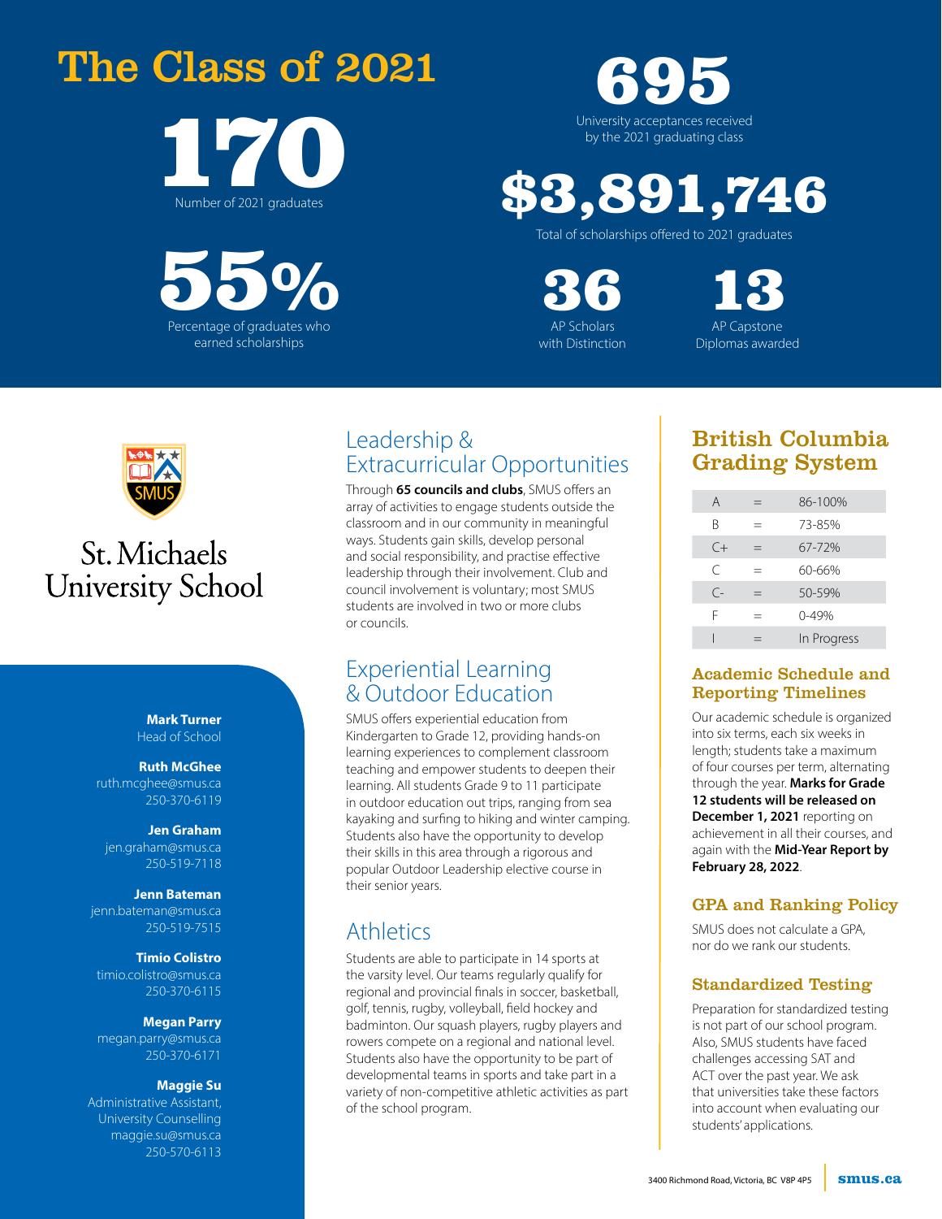# The Class of 2021

**170**
Number of 2021 graduates

**55%**
Percentage of graduates who earned scholarships

**695**
University acceptances received by the 2021 graduating class

**$3,891,746**
Total of scholarships offered to 2021 graduates

**36**
AP Scholars with Distinction

**13**
AP Capstone Diplomas awarded

St. Michaels University School

**Mark Turner**
Head of School

**Ruth McGhee**
ruth.mcghee@smus.ca
250-370-6119

**Jen Graham**
jen.graham@smus.ca
250-519-7118

**Jenn Bateman**
jenn.bateman@smus.ca
250-519-7515

**Timio Colistro**
timio.colistro@smus.ca
250-370-6115

**Megan Parry**
megan.parry@smus.ca
250-370-6171

**Maggie Su**
Administrative Assistant, University Counselling
maggie.su@smus.ca
250-570-6113

## Leadership & Extracurricular Opportunities

Through **65 councils and clubs**, SMUS offers an array of activities to engage students outside the classroom and in our community in meaningful ways. Students gain skills, develop personal and social responsibility, and practise effective leadership through their involvement. Club and council involvement is voluntary; most SMUS students are involved in two or more clubs or councils.

## Experiential Learning & Outdoor Education

SMUS offers experiential education from Kindergarten to Grade 12, providing hands-on learning experiences to complement classroom teaching and empower students to deepen their learning. All students Grade 9 to 11 participate in outdoor education out trips, ranging from sea kayaking and surfing to hiking and winter camping. Students also have the opportunity to develop their skills in this area through a rigorous and popular Outdoor Leadership elective course in their senior years.

## Athletics

Students are able to participate in 14 sports at the varsity level. Our teams regularly qualify for regional and provincial finals in soccer, basketball, golf, tennis, rugby, volleyball, field hockey and badminton. Our squash players, rugby players and rowers compete on a regional and national level. Students also have the opportunity to be part of developmental teams in sports and take part in a variety of non-competitive athletic activities as part of the school program.

## British Columbia Grading System

| Grade | | Range |
|---|---|---|
| A | = | 86-100% |
| B | = | 73-85% |
| C+ | = | 67-72% |
| C | = | 60-66% |
| C- | = | 50-59% |
| F | = | 0-49% |
| I | = | In Progress |

### Academic Schedule and Reporting Timelines

Our academic schedule is organized into six terms, each six weeks in length; students take a maximum of four courses per term, alternating through the year. **Marks for Grade 12 students will be released on December 1, 2021** reporting on achievement in all their courses, and again with the **Mid-Year Report by February 28, 2022**.

### GPA and Ranking Policy

SMUS does not calculate a GPA, nor do we rank our students.

### Standardized Testing

Preparation for standardized testing is not part of our school program. Also, SMUS students have faced challenges accessing SAT and ACT over the past year. We ask that universities take these factors into account when evaluating our students' applications.

3400 Richmond Road, Victoria, BC V8P 4P5 | smus.ca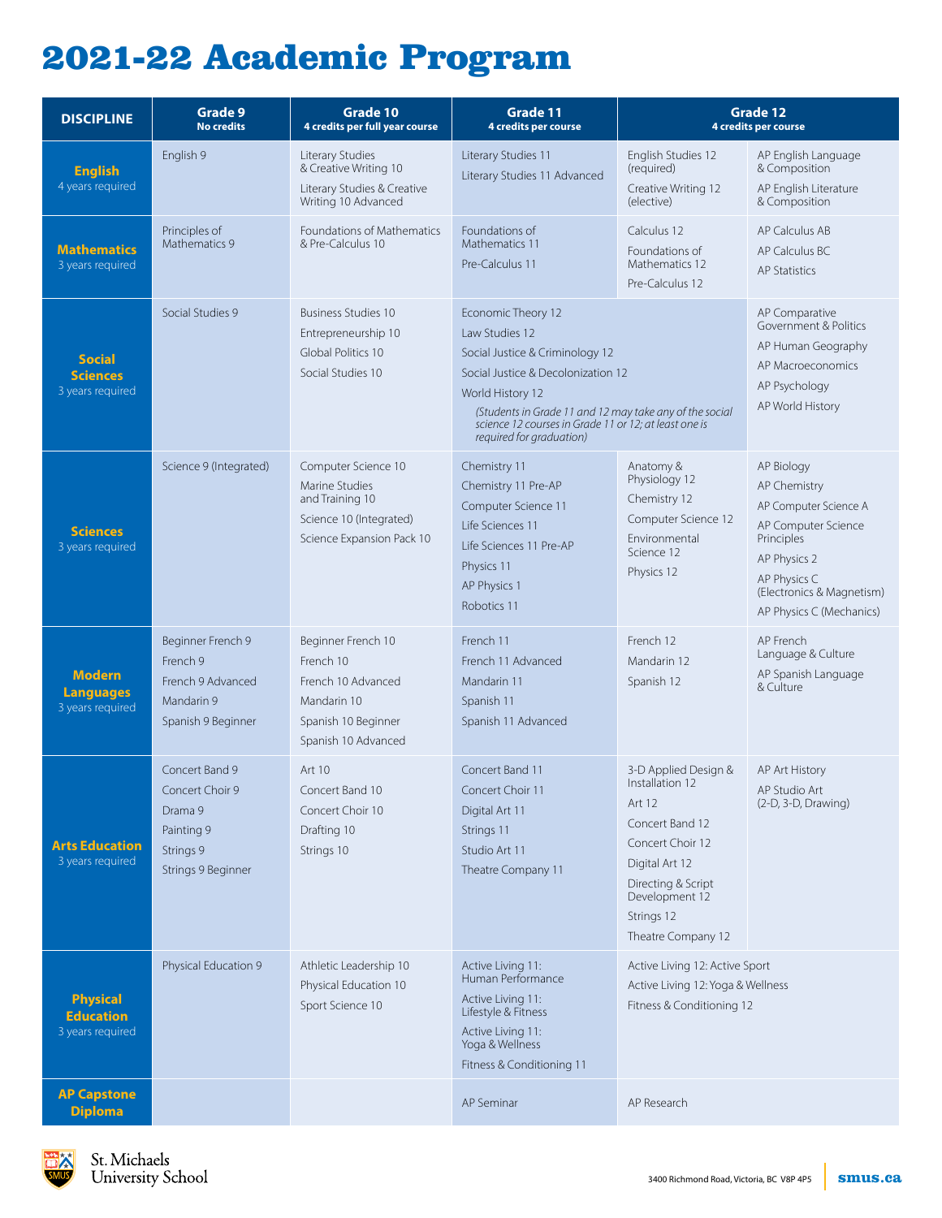# 2021-22 Academic Program

| DISCIPLINE | Grade 9<br>No credits | Grade 10<br>4 credits per full year course | Grade 11<br>4 credits per course | Grade 12<br>4 credits per course | |
|---|---|---|---|---|---|
| **English**<br>4 years required | English 9 | Literary Studies & Creative Writing 10<br>Literary Studies & Creative Writing 10 Advanced | Literary Studies 11<br>Literary Studies 11 Advanced | English Studies 12 (required)<br>Creative Writing 12 (elective) | AP English Language & Composition<br>AP English Literature & Composition |
| **Mathematics**<br>3 years required | Principles of Mathematics 9 | Foundations of Mathematics & Pre-Calculus 10 | Foundations of Mathematics 11<br>Pre-Calculus 11 | Calculus 12<br>Foundations of Mathematics 12<br>Pre-Calculus 12 | AP Calculus AB<br>AP Calculus BC<br>AP Statistics |
| **Social Sciences**<br>3 years required | Social Studies 9 | Business Studies 10<br>Entrepreneurship 10<br>Global Politics 10<br>Social Studies 10 | Economic Theory 12<br>Law Studies 12<br>Social Justice & Criminology 12<br>Social Justice & Decolonization 12<br>World History 12<br>*(Students in Grade 11 and 12 may take any of the social science 12 courses in Grade 11 or 12; at least one is required for graduation)* | | AP Comparative Government & Politics<br>AP Human Geography<br>AP Macroeconomics<br>AP Psychology<br>AP World History |
| **Sciences**<br>3 years required | Science 9 (Integrated) | Computer Science 10<br>Marine Studies and Training 10<br>Science 10 (Integrated)<br>Science Expansion Pack 10 | Chemistry 11<br>Chemistry 11 Pre-AP<br>Computer Science 11<br>Life Sciences 11<br>Life Sciences 11 Pre-AP<br>Physics 11<br>AP Physics 1<br>Robotics 11 | Anatomy & Physiology 12<br>Chemistry 12<br>Computer Science 12<br>Environmental Science 12<br>Physics 12 | AP Biology<br>AP Chemistry<br>AP Computer Science A<br>AP Computer Science Principles<br>AP Physics 2<br>AP Physics C (Electronics & Magnetism)<br>AP Physics C (Mechanics) |
| **Modern Languages**<br>3 years required | Beginner French 9<br>French 9<br>French 9 Advanced<br>Mandarin 9<br>Spanish 9 Beginner | Beginner French 10<br>French 10<br>French 10 Advanced<br>Mandarin 10<br>Spanish 10 Beginner<br>Spanish 10 Advanced | French 11<br>French 11 Advanced<br>Mandarin 11<br>Spanish 11<br>Spanish 11 Advanced | French 12<br>Mandarin 12<br>Spanish 12 | AP French Language & Culture<br>AP Spanish Language & Culture |
| **Arts Education**<br>3 years required | Concert Band 9<br>Concert Choir 9<br>Drama 9<br>Painting 9<br>Strings 9<br>Strings 9 Beginner | Art 10<br>Concert Band 10<br>Concert Choir 10<br>Drafting 10<br>Strings 10 | Concert Band 11<br>Concert Choir 11<br>Digital Art 11<br>Strings 11<br>Studio Art 11<br>Theatre Company 11 | 3-D Applied Design & Installation 12<br>Art 12<br>Concert Band 12<br>Concert Choir 12<br>Digital Art 12<br>Directing & Script Development 12<br>Strings 12<br>Theatre Company 12 | AP Art History<br>AP Studio Art (2-D, 3-D, Drawing) |
| **Physical Education**<br>3 years required | Physical Education 9 | Athletic Leadership 10<br>Physical Education 10<br>Sport Science 10 | Active Living 11: Human Performance<br>Active Living 11: Lifestyle & Fitness<br>Active Living 11: Yoga & Wellness<br>Fitness & Conditioning 11 | Active Living 12: Active Sport<br>Active Living 12: Yoga & Wellness<br>Fitness & Conditioning 12 | |
| **AP Capstone Diploma** | | | AP Seminar | AP Research | |

St. Michaels University School

3400 Richmond Road, Victoria, BC V8P 4P5 | smus.ca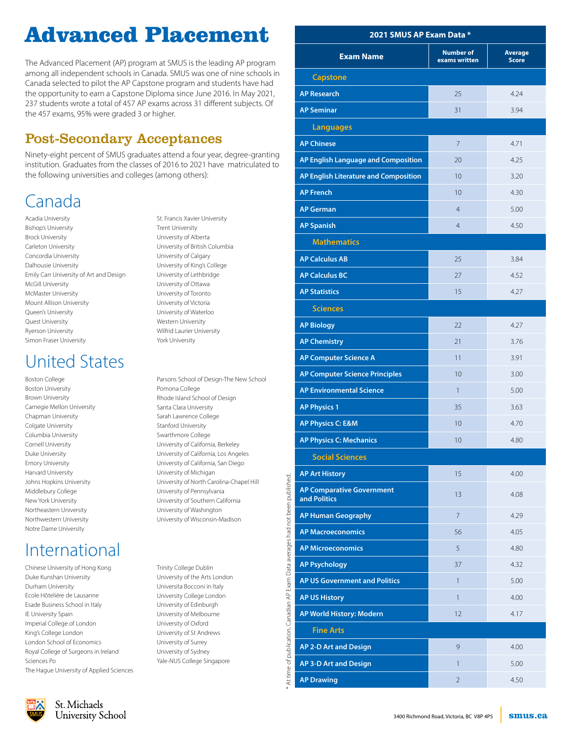# Advanced Placement

The Advanced Placement (AP) program at SMUS is the leading AP program among all independent schools in Canada. SMUS was one of nine schools in Canada selected to pilot the AP Capstone program and students have had the opportunity to earn a Capstone Diploma since June 2016. In May 2021, 237 students wrote a total of 457 AP exams across 31 different subjects. Of the 457 exams, 95% were graded 3 or higher.

## Post-Secondary Acceptances

Ninety-eight percent of SMUS graduates attend a four year, degree-granting institution. Graduates from the classes of 2016 to 2021 have matriculated to the following universities and colleges (among others):

### Canada

Acadia University
Bishop's University
Brock University
Carleton University
Concordia University
Dalhousie University
Emily Carr University of Art and Design
McGill University
McMaster University
Mount Allison University
Queen's University
Quest University
Ryerson University
Simon Fraser University
St. Francis Xavier University
Trent University
University of Alberta
University of British Columbia
University of Calgary
University of King's College
University of Lethbridge
University of Ottawa
University of Toronto
University of Victoria
University of Waterloo
Western University
Wilfrid Laurier University
York University

### United States

Boston College
Boston University
Brown University
Carnegie Mellon University
Chapman University
Colgate University
Columbia University
Cornell University
Duke University
Emory University
Harvard University
Johns Hopkins University
Middlebury College
New York University
Northeastern University
Northwestern University
Notre Dame University
Parsons School of Design-The New School
Pomona College
Rhode Island School of Design
Santa Clara University
Sarah Lawrence College
Stanford University
Swarthmore College
University of California, Berkeley
University of California, Los Angeles
University of California, San Diego
University of Michigan
University of North Carolina-Chapel Hill
University of Pennsylvania
University of Southern California
University of Washington
University of Wisconsin-Madison

### International

Chinese University of Hong Kong
Duke Kunshan University
Durham University
Ecole Hôtelière de Lausanne
Esade Business School in Italy
IE University Spain
Imperial College of London
King's College London
London School of Economics
Royal College of Surgeons in Ireland
Sciences Po
The Hague University of Applied Sciences
Trinity College Dublin
University of the Arts London
Universita Bocconi in Italy
University College London
University of Edinburgh
University of Melbourne
University of Oxford
University of St Andrews
University of Surrey
University of Sydney
Yale-NUS College Singapore

**2021 SMUS AP Exam Data ***

| Exam Name | Number of exams written | Average Score |
|---|---|---|
| **Capstone** | | |
| AP Research | 25 | 4.24 |
| AP Seminar | 31 | 3.94 |
| **Languages** | | |
| AP Chinese | 7 | 4.71 |
| AP English Language and Composition | 20 | 4.25 |
| AP English Literature and Composition | 10 | 3.20 |
| AP French | 10 | 4.30 |
| AP German | 4 | 5.00 |
| AP Spanish | 4 | 4.50 |
| **Mathematics** | | |
| AP Calculus AB | 25 | 3.84 |
| AP Calculus BC | 27 | 4.52 |
| AP Statistics | 15 | 4.27 |
| **Sciences** | | |
| AP Biology | 22 | 4.27 |
| AP Chemistry | 21 | 3.76 |
| AP Computer Science A | 11 | 3.91 |
| AP Computer Science Principles | 10 | 3.00 |
| AP Environmental Science | 1 | 5.00 |
| AP Physics 1 | 35 | 3.63 |
| AP Physics C: E&M | 10 | 4.70 |
| AP Physics C: Mechanics | 10 | 4.80 |
| **Social Sciences** | | |
| AP Art History | 15 | 4.00 |
| AP Comparative Government and Politics | 13 | 4.08 |
| AP Human Geography | 7 | 4.29 |
| AP Macroeconomics | 56 | 4.05 |
| AP Microeconomics | 5 | 4.80 |
| AP Psychology | 37 | 4.32 |
| AP US Government and Politics | 1 | 5.00 |
| AP US History | 1 | 4.00 |
| AP World History: Modern | 12 | 4.17 |
| **Fine Arts** | | |
| AP 2-D Art and Design | 9 | 4.00 |
| AP 3-D Art and Design | 1 | 5.00 |
| AP Drawing | 2 | 4.50 |

* At time of publication, Canadian AP Exam Data averages had not been published.

St. Michaels University School

3400 Richmond Road, Victoria, BC V8P 4P5 | smus.ca